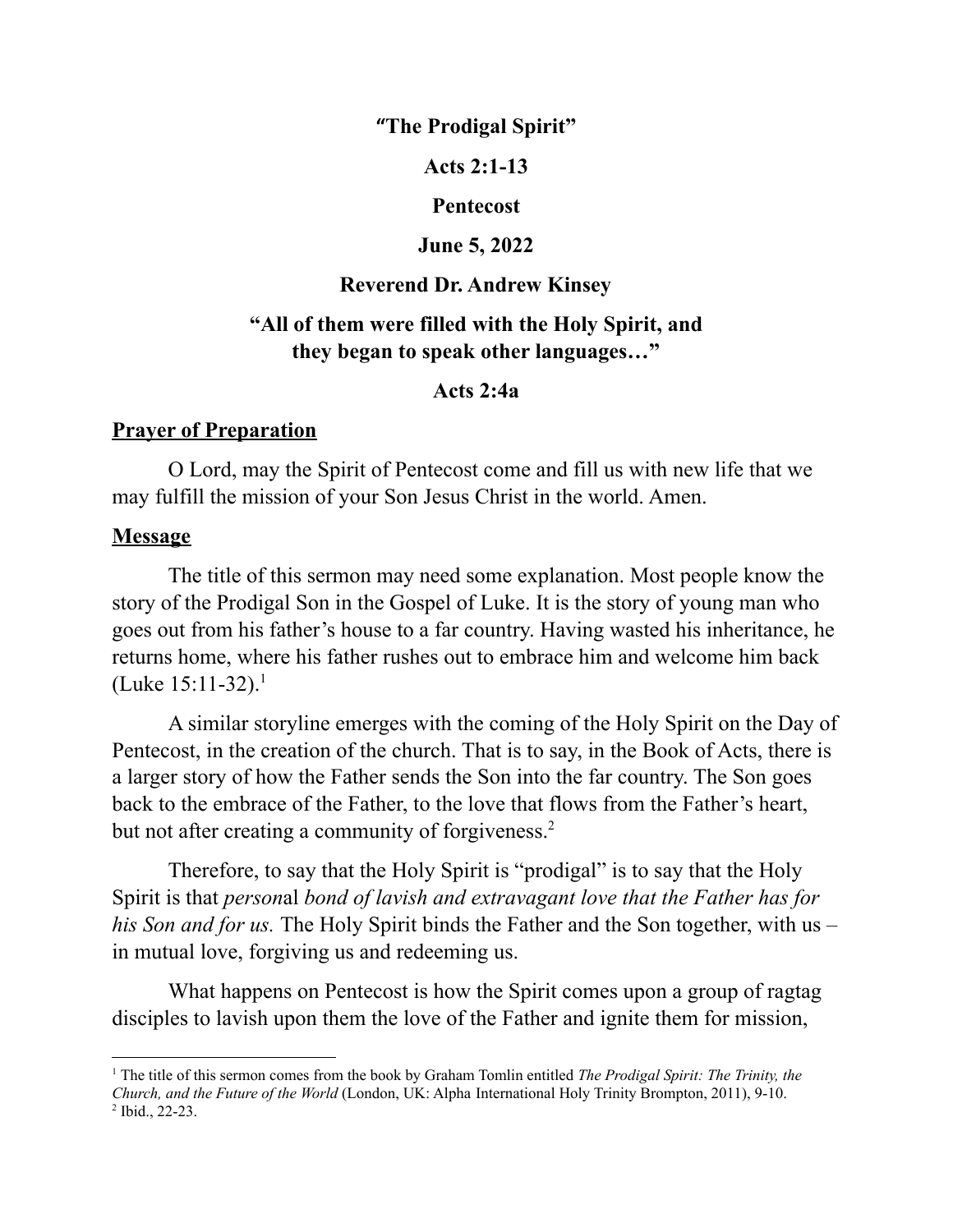**"The Prodigal Spirit"**

**Acts 2:1-13**

**Pentecost**

**June 5, 2022**

**Reverend Dr. Andrew Kinsey**

**"All of them were filled with the Holy Spirit, and they began to speak other languages…"**

**Acts 2:4a**

## Prayer of Preparation

O Lord, may the Spirit of Pentecost come and fill us with new life that we may fulfill the mission of your Son Jesus Christ in the world. Amen.

## Message

The title of this sermon may need some explanation. Most people know the story of the Prodigal Son in the Gospel of Luke. It is the story of young man who goes out from his father's house to a far country. Having wasted his inheritance, he returns home, where his father rushes out to embrace him and welcome him back (Luke 15:11-32).[1]

A similar storyline emerges with the coming of the Holy Spirit on the Day of Pentecost, in the creation of the church. That is to say, in the Book of Acts, there is a larger story of how the Father sends the Son into the far country. The Son goes back to the embrace of the Father, to the love that flows from the Father's heart, but not after creating a community of forgiveness.[2]

Therefore, to say that the Holy Spirit is "prodigal" is to say that the Holy Spirit is that *person*al *bond of lavish and extravagant love that the Father has for his Son and for us.* The Holy Spirit binds the Father and the Son together, with us – in mutual love, forgiving us and redeeming us.

What happens on Pentecost is how the Spirit comes upon a group of ragtag disciples to lavish upon them the love of the Father and ignite them for mission,

---

[1] The title of this sermon comes from the book by Graham Tomlin entitled *The Prodigal Spirit: The Trinity, the Church, and the Future of the World* (London, UK: Alpha International Holy Trinity Brompton, 2011), 9-10.

[2] Ibid., 22-23.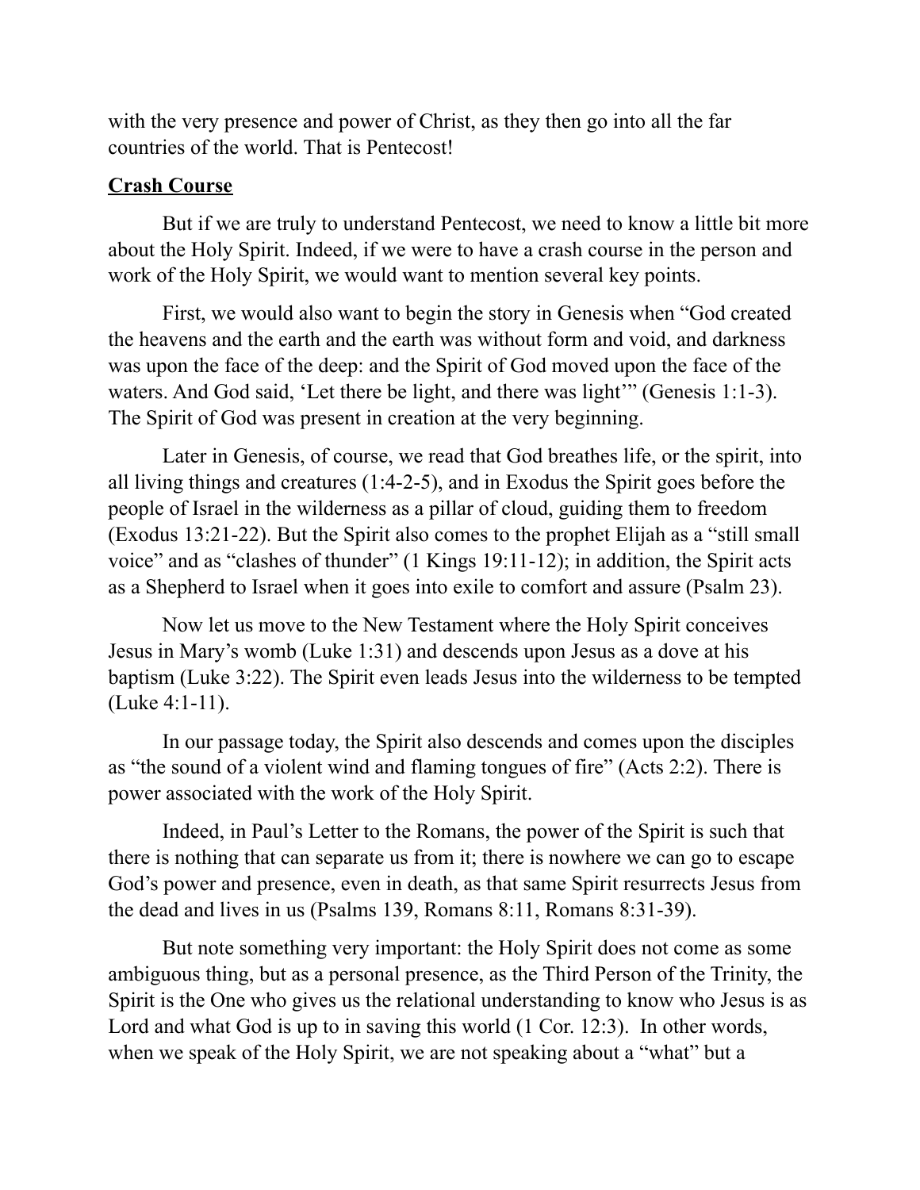with the very presence and power of Christ, as they then go into all the far countries of the world. That is Pentecost!

**Crash Course**

But if we are truly to understand Pentecost, we need to know a little bit more about the Holy Spirit. Indeed, if we were to have a crash course in the person and work of the Holy Spirit, we would want to mention several key points.

First, we would also want to begin the story in Genesis when "God created the heavens and the earth and the earth was without form and void, and darkness was upon the face of the deep: and the Spirit of God moved upon the face of the waters. And God said, 'Let there be light, and there was light'" (Genesis 1:1-3). The Spirit of God was present in creation at the very beginning.

Later in Genesis, of course, we read that God breathes life, or the spirit, into all living things and creatures (1:4-2-5), and in Exodus the Spirit goes before the people of Israel in the wilderness as a pillar of cloud, guiding them to freedom (Exodus 13:21-22). But the Spirit also comes to the prophet Elijah as a "still small voice" and as "clashes of thunder" (1 Kings 19:11-12); in addition, the Spirit acts as a Shepherd to Israel when it goes into exile to comfort and assure (Psalm 23).

Now let us move to the New Testament where the Holy Spirit conceives Jesus in Mary's womb (Luke 1:31) and descends upon Jesus as a dove at his baptism (Luke 3:22). The Spirit even leads Jesus into the wilderness to be tempted (Luke 4:1-11).

In our passage today, the Spirit also descends and comes upon the disciples as "the sound of a violent wind and flaming tongues of fire" (Acts 2:2). There is power associated with the work of the Holy Spirit.

Indeed, in Paul's Letter to the Romans, the power of the Spirit is such that there is nothing that can separate us from it; there is nowhere we can go to escape God's power and presence, even in death, as that same Spirit resurrects Jesus from the dead and lives in us (Psalms 139, Romans 8:11, Romans 8:31-39).

But note something very important: the Holy Spirit does not come as some ambiguous thing, but as a personal presence, as the Third Person of the Trinity, the Spirit is the One who gives us the relational understanding to know who Jesus is as Lord and what God is up to in saving this world (1 Cor. 12:3). In other words, when we speak of the Holy Spirit, we are not speaking about a "what" but a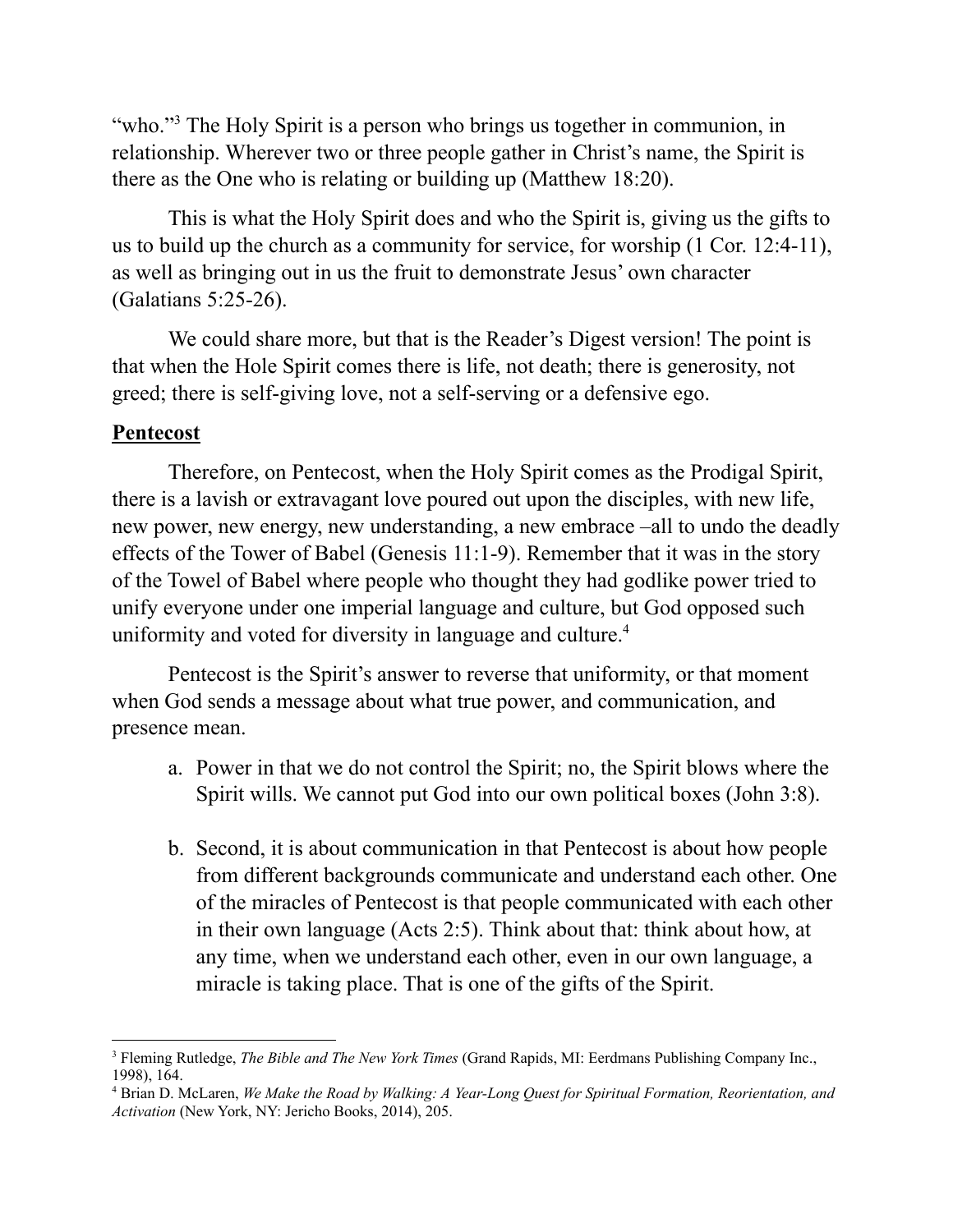"who."[3] The Holy Spirit is a person who brings us together in communion, in relationship. Wherever two or three people gather in Christ's name, the Spirit is there as the One who is relating or building up (Matthew 18:20).

This is what the Holy Spirit does and who the Spirit is, giving us the gifts to us to build up the church as a community for service, for worship (1 Cor. 12:4-11), as well as bringing out in us the fruit to demonstrate Jesus' own character (Galatians 5:25-26).

We could share more, but that is the Reader's Digest version! The point is that when the Hole Spirit comes there is life, not death; there is generosity, not greed; there is self-giving love, not a self-serving or a defensive ego.

**<u>Pentecost</u>**

Therefore, on Pentecost, when the Holy Spirit comes as the Prodigal Spirit, there is a lavish or extravagant love poured out upon the disciples, with new life, new power, new energy, new understanding, a new embrace –all to undo the deadly effects of the Tower of Babel (Genesis 11:1-9). Remember that it was in the story of the Towel of Babel where people who thought they had godlike power tried to unify everyone under one imperial language and culture, but God opposed such uniformity and voted for diversity in language and culture.[4]

Pentecost is the Spirit's answer to reverse that uniformity, or that moment when God sends a message about what true power, and communication, and presence mean.

a. Power in that we do not control the Spirit; no, the Spirit blows where the Spirit wills. We cannot put God into our own political boxes (John 3:8).

b. Second, it is about communication in that Pentecost is about how people from different backgrounds communicate and understand each other. One of the miracles of Pentecost is that people communicated with each other in their own language (Acts 2:5). Think about that: think about how, at any time, when we understand each other, even in our own language, a miracle is taking place. That is one of the gifts of the Spirit.

---

[3] Fleming Rutledge, *The Bible and The New York Times* (Grand Rapids, MI: Eerdmans Publishing Company Inc., 1998), 164.

[4] Brian D. McLaren, *We Make the Road by Walking: A Year-Long Quest for Spiritual Formation, Reorientation, and Activation* (New York, NY: Jericho Books, 2014), 205.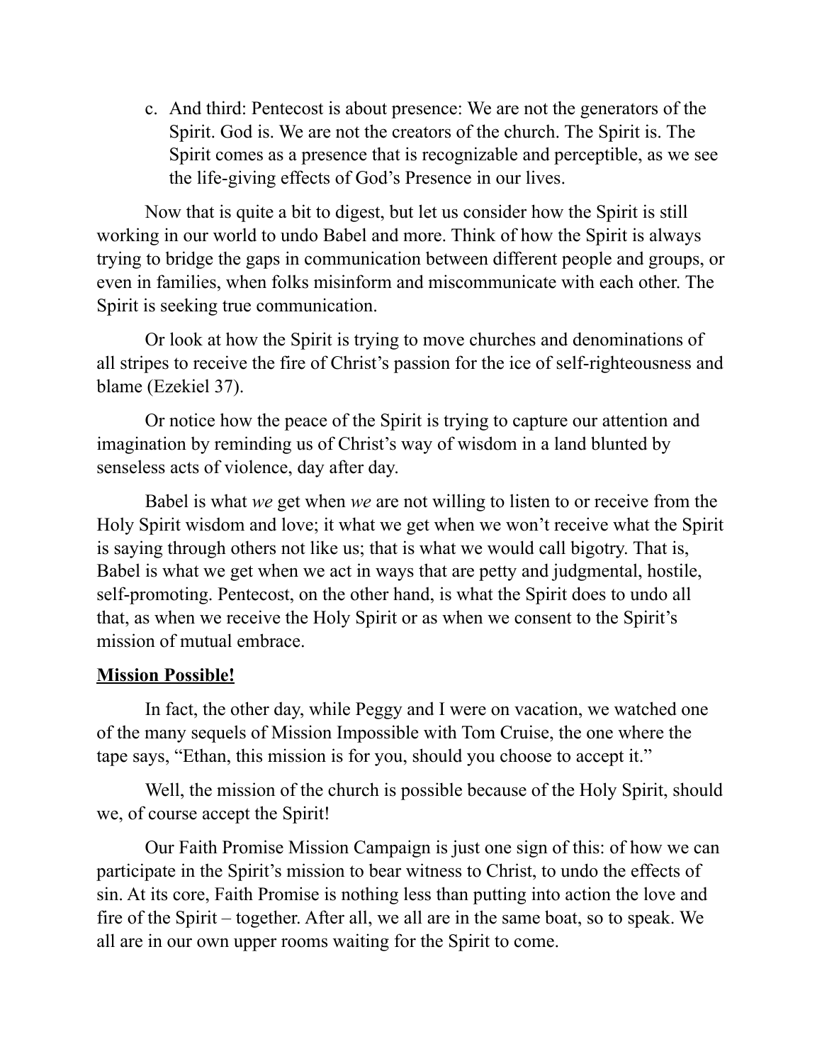c. And third: Pentecost is about presence: We are not the generators of the Spirit. God is. We are not the creators of the church. The Spirit is. The Spirit comes as a presence that is recognizable and perceptible, as we see the life-giving effects of God's Presence in our lives.

Now that is quite a bit to digest, but let us consider how the Spirit is still working in our world to undo Babel and more. Think of how the Spirit is always trying to bridge the gaps in communication between different people and groups, or even in families, when folks misinform and miscommunicate with each other. The Spirit is seeking true communication.

Or look at how the Spirit is trying to move churches and denominations of all stripes to receive the fire of Christ's passion for the ice of self-righteousness and blame (Ezekiel 37).

Or notice how the peace of the Spirit is trying to capture our attention and imagination by reminding us of Christ's way of wisdom in a land blunted by senseless acts of violence, day after day.

Babel is what *we* get when *we* are not willing to listen to or receive from the Holy Spirit wisdom and love; it what we get when we won't receive what the Spirit is saying through others not like us; that is what we would call bigotry. That is, Babel is what we get when we act in ways that are petty and judgmental, hostile, self-promoting. Pentecost, on the other hand, is what the Spirit does to undo all that, as when we receive the Holy Spirit or as when we consent to the Spirit's mission of mutual embrace.

**Mission Possible!**

In fact, the other day, while Peggy and I were on vacation, we watched one of the many sequels of Mission Impossible with Tom Cruise, the one where the tape says, "Ethan, this mission is for you, should you choose to accept it."

Well, the mission of the church is possible because of the Holy Spirit, should we, of course accept the Spirit!

Our Faith Promise Mission Campaign is just one sign of this: of how we can participate in the Spirit's mission to bear witness to Christ, to undo the effects of sin. At its core, Faith Promise is nothing less than putting into action the love and fire of the Spirit – together. After all, we all are in the same boat, so to speak. We all are in our own upper rooms waiting for the Spirit to come.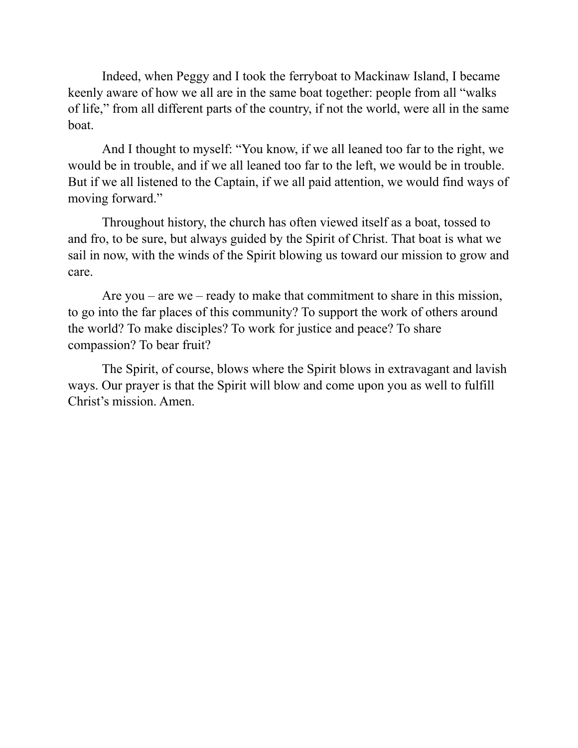Indeed, when Peggy and I took the ferryboat to Mackinaw Island, I became keenly aware of how we all are in the same boat together: people from all “walks of life,” from all different parts of the country, if not the world, were all in the same boat.

And I thought to myself: “You know, if we all leaned too far to the right, we would be in trouble, and if we all leaned too far to the left, we would be in trouble. But if we all listened to the Captain, if we all paid attention, we would find ways of moving forward.”

Throughout history, the church has often viewed itself as a boat, tossed to and fro, to be sure, but always guided by the Spirit of Christ. That boat is what we sail in now, with the winds of the Spirit blowing us toward our mission to grow and care.

Are you – are we – ready to make that commitment to share in this mission, to go into the far places of this community? To support the work of others around the world? To make disciples? To work for justice and peace? To share compassion? To bear fruit?

The Spirit, of course, blows where the Spirit blows in extravagant and lavish ways. Our prayer is that the Spirit will blow and come upon you as well to fulfill Christ’s mission. Amen.